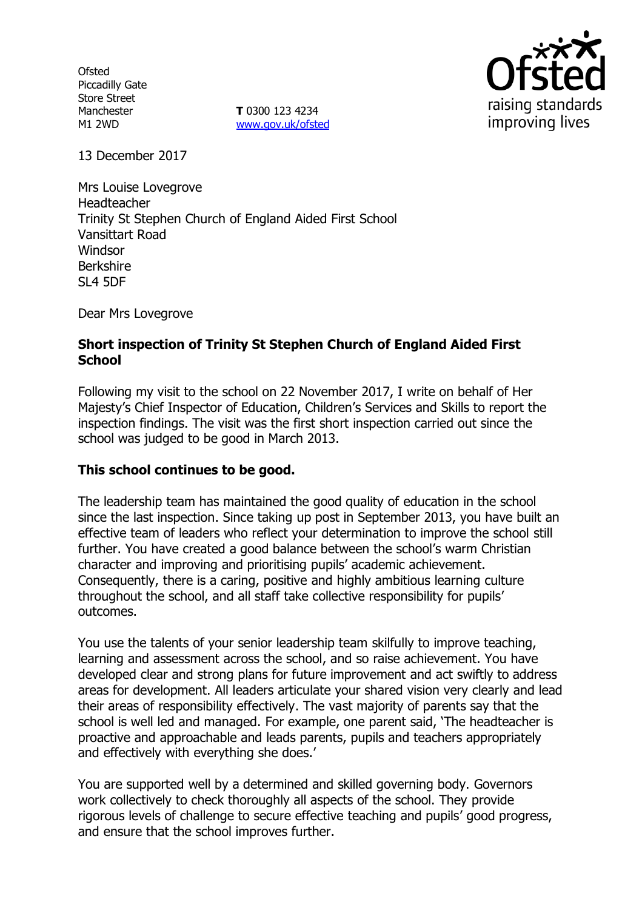Ofsted
Piccadilly Gate
Store Street
Manchester
M1 2WD

**T** 0300 123 4234
www.gov.uk/ofsted

13 December 2017

Mrs Louise Lovegrove
Headteacher
Trinity St Stephen Church of England Aided First School
Vansittart Road
Windsor
Berkshire
SL4 5DF

Dear Mrs Lovegrove

**Short inspection of Trinity St Stephen Church of England Aided First School**

Following my visit to the school on 22 November 2017, I write on behalf of Her Majesty's Chief Inspector of Education, Children's Services and Skills to report the inspection findings. The visit was the first short inspection carried out since the school was judged to be good in March 2013.

**This school continues to be good.**

The leadership team has maintained the good quality of education in the school since the last inspection. Since taking up post in September 2013, you have built an effective team of leaders who reflect your determination to improve the school still further. You have created a good balance between the school's warm Christian character and improving and prioritising pupils' academic achievement. Consequently, there is a caring, positive and highly ambitious learning culture throughout the school, and all staff take collective responsibility for pupils' outcomes.

You use the talents of your senior leadership team skilfully to improve teaching, learning and assessment across the school, and so raise achievement. You have developed clear and strong plans for future improvement and act swiftly to address areas for development. All leaders articulate your shared vision very clearly and lead their areas of responsibility effectively. The vast majority of parents say that the school is well led and managed. For example, one parent said, 'The headteacher is proactive and approachable and leads parents, pupils and teachers appropriately and effectively with everything she does.'

You are supported well by a determined and skilled governing body. Governors work collectively to check thoroughly all aspects of the school. They provide rigorous levels of challenge to secure effective teaching and pupils' good progress, and ensure that the school improves further.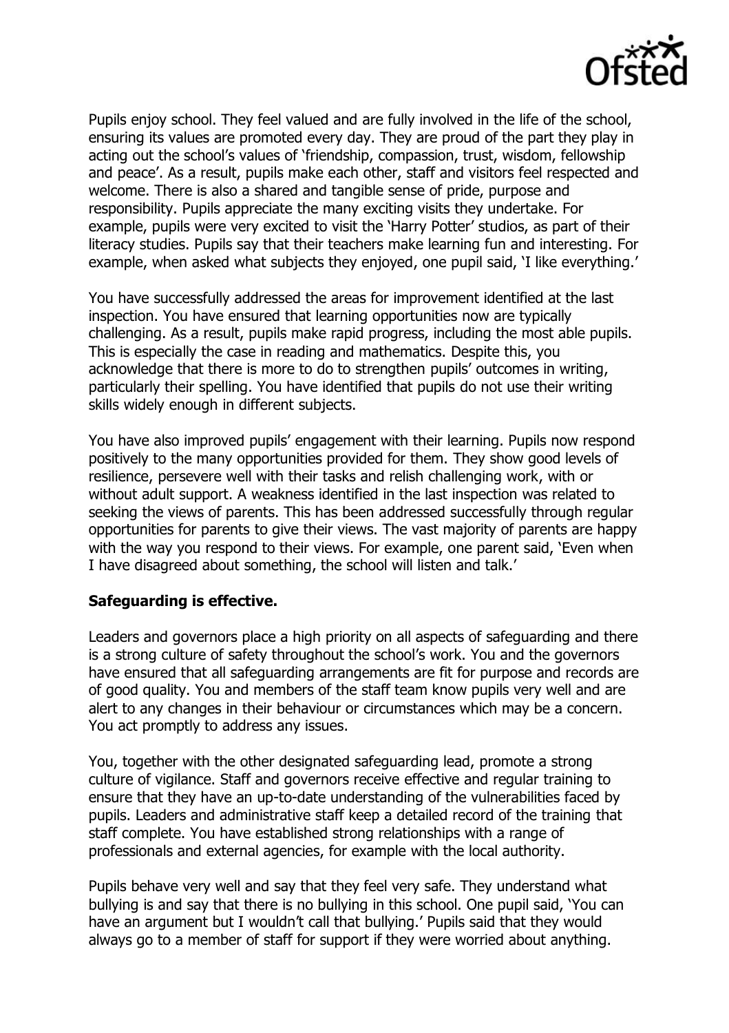Pupils enjoy school. They feel valued and are fully involved in the life of the school, ensuring its values are promoted every day. They are proud of the part they play in acting out the school's values of 'friendship, compassion, trust, wisdom, fellowship and peace'. As a result, pupils make each other, staff and visitors feel respected and welcome. There is also a shared and tangible sense of pride, purpose and responsibility. Pupils appreciate the many exciting visits they undertake. For example, pupils were very excited to visit the 'Harry Potter' studios, as part of their literacy studies. Pupils say that their teachers make learning fun and interesting. For example, when asked what subjects they enjoyed, one pupil said, 'I like everything.'

You have successfully addressed the areas for improvement identified at the last inspection. You have ensured that learning opportunities now are typically challenging. As a result, pupils make rapid progress, including the most able pupils. This is especially the case in reading and mathematics. Despite this, you acknowledge that there is more to do to strengthen pupils' outcomes in writing, particularly their spelling. You have identified that pupils do not use their writing skills widely enough in different subjects.

You have also improved pupils' engagement with their learning. Pupils now respond positively to the many opportunities provided for them. They show good levels of resilience, persevere well with their tasks and relish challenging work, with or without adult support. A weakness identified in the last inspection was related to seeking the views of parents. This has been addressed successfully through regular opportunities for parents to give their views. The vast majority of parents are happy with the way you respond to their views. For example, one parent said, 'Even when I have disagreed about something, the school will listen and talk.'

**Safeguarding is effective.**

Leaders and governors place a high priority on all aspects of safeguarding and there is a strong culture of safety throughout the school's work. You and the governors have ensured that all safeguarding arrangements are fit for purpose and records are of good quality. You and members of the staff team know pupils very well and are alert to any changes in their behaviour or circumstances which may be a concern. You act promptly to address any issues.

You, together with the other designated safeguarding lead, promote a strong culture of vigilance. Staff and governors receive effective and regular training to ensure that they have an up-to-date understanding of the vulnerabilities faced by pupils. Leaders and administrative staff keep a detailed record of the training that staff complete. You have established strong relationships with a range of professionals and external agencies, for example with the local authority.

Pupils behave very well and say that they feel very safe. They understand what bullying is and say that there is no bullying in this school. One pupil said, 'You can have an argument but I wouldn't call that bullying.' Pupils said that they would always go to a member of staff for support if they were worried about anything.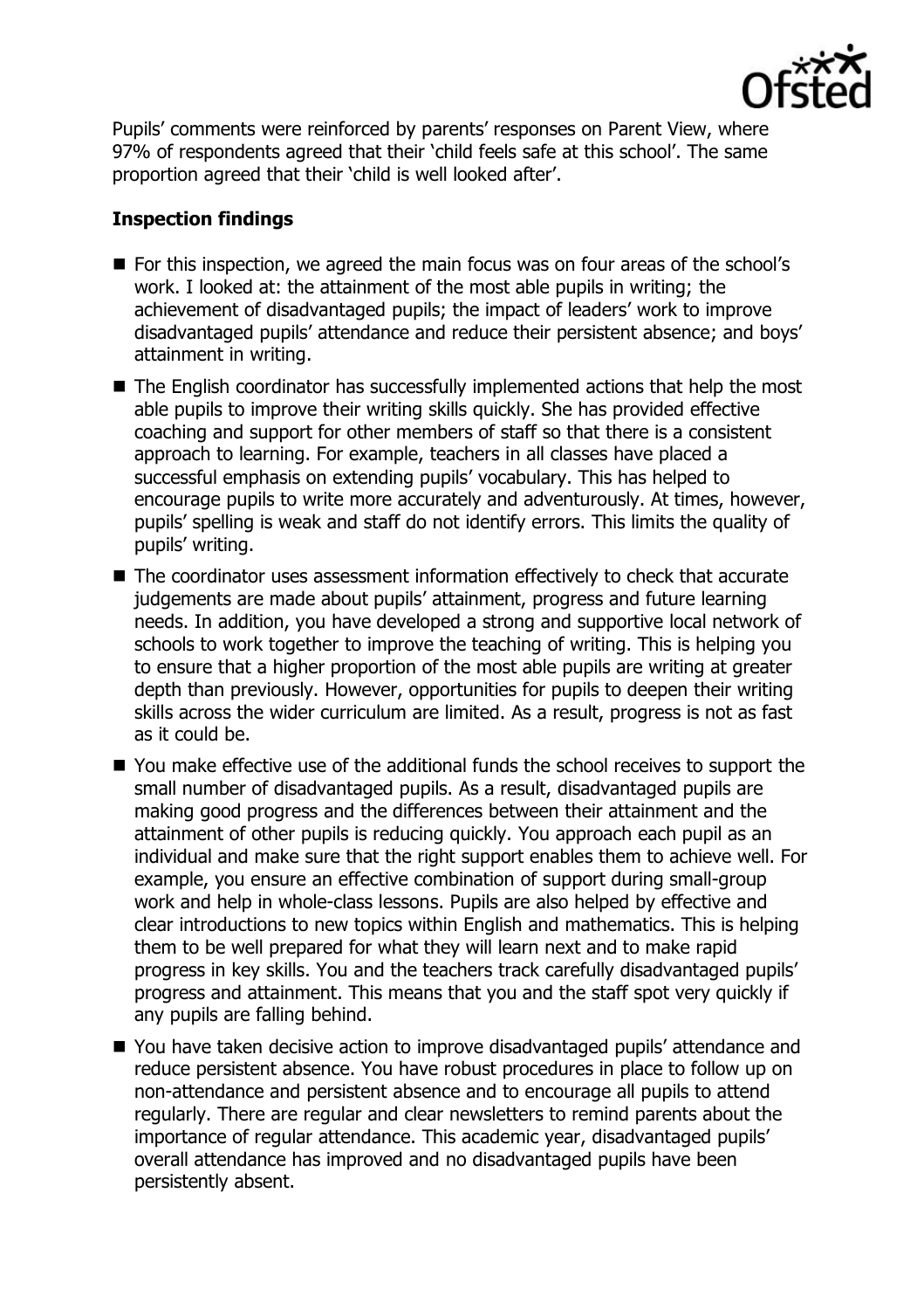Pupils' comments were reinforced by parents' responses on Parent View, where 97% of respondents agreed that their 'child feels safe at this school'. The same proportion agreed that their 'child is well looked after'.

**Inspection findings**

- For this inspection, we agreed the main focus was on four areas of the school's work. I looked at: the attainment of the most able pupils in writing; the achievement of disadvantaged pupils; the impact of leaders' work to improve disadvantaged pupils' attendance and reduce their persistent absence; and boys' attainment in writing.
- The English coordinator has successfully implemented actions that help the most able pupils to improve their writing skills quickly. She has provided effective coaching and support for other members of staff so that there is a consistent approach to learning. For example, teachers in all classes have placed a successful emphasis on extending pupils' vocabulary. This has helped to encourage pupils to write more accurately and adventurously. At times, however, pupils' spelling is weak and staff do not identify errors. This limits the quality of pupils' writing.
- The coordinator uses assessment information effectively to check that accurate judgements are made about pupils' attainment, progress and future learning needs. In addition, you have developed a strong and supportive local network of schools to work together to improve the teaching of writing. This is helping you to ensure that a higher proportion of the most able pupils are writing at greater depth than previously. However, opportunities for pupils to deepen their writing skills across the wider curriculum are limited. As a result, progress is not as fast as it could be.
- You make effective use of the additional funds the school receives to support the small number of disadvantaged pupils. As a result, disadvantaged pupils are making good progress and the differences between their attainment and the attainment of other pupils is reducing quickly. You approach each pupil as an individual and make sure that the right support enables them to achieve well. For example, you ensure an effective combination of support during small-group work and help in whole-class lessons. Pupils are also helped by effective and clear introductions to new topics within English and mathematics. This is helping them to be well prepared for what they will learn next and to make rapid progress in key skills. You and the teachers track carefully disadvantaged pupils' progress and attainment. This means that you and the staff spot very quickly if any pupils are falling behind.
- You have taken decisive action to improve disadvantaged pupils' attendance and reduce persistent absence. You have robust procedures in place to follow up on non-attendance and persistent absence and to encourage all pupils to attend regularly. There are regular and clear newsletters to remind parents about the importance of regular attendance. This academic year, disadvantaged pupils' overall attendance has improved and no disadvantaged pupils have been persistently absent.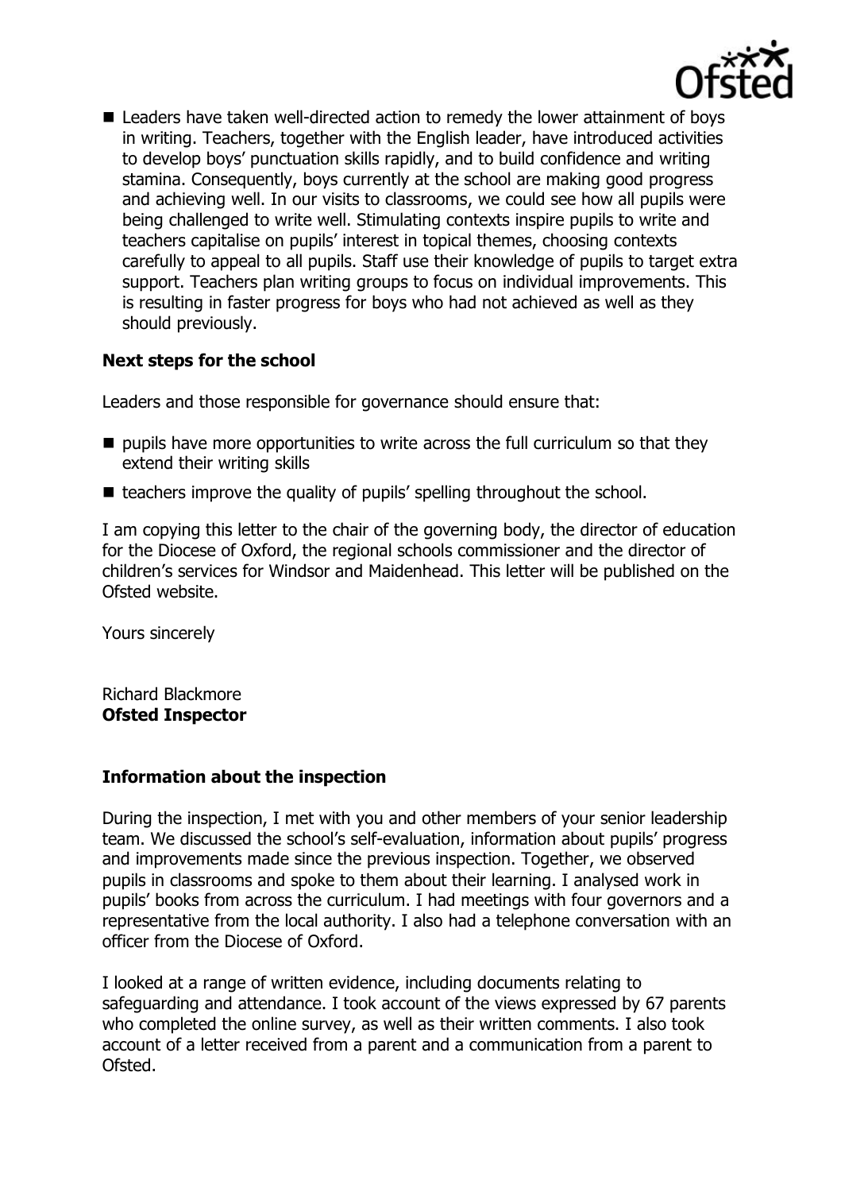- Leaders have taken well-directed action to remedy the lower attainment of boys in writing. Teachers, together with the English leader, have introduced activities to develop boys' punctuation skills rapidly, and to build confidence and writing stamina. Consequently, boys currently at the school are making good progress and achieving well. In our visits to classrooms, we could see how all pupils were being challenged to write well. Stimulating contexts inspire pupils to write and teachers capitalise on pupils' interest in topical themes, choosing contexts carefully to appeal to all pupils. Staff use their knowledge of pupils to target extra support. Teachers plan writing groups to focus on individual improvements. This is resulting in faster progress for boys who had not achieved as well as they should previously.

### Next steps for the school

Leaders and those responsible for governance should ensure that:

- pupils have more opportunities to write across the full curriculum so that they extend their writing skills
- teachers improve the quality of pupils' spelling throughout the school.

I am copying this letter to the chair of the governing body, the director of education for the Diocese of Oxford, the regional schools commissioner and the director of children's services for Windsor and Maidenhead. This letter will be published on the Ofsted website.

Yours sincerely

Richard Blackmore
**Ofsted Inspector**

### Information about the inspection

During the inspection, I met with you and other members of your senior leadership team. We discussed the school's self-evaluation, information about pupils' progress and improvements made since the previous inspection. Together, we observed pupils in classrooms and spoke to them about their learning. I analysed work in pupils' books from across the curriculum. I had meetings with four governors and a representative from the local authority. I also had a telephone conversation with an officer from the Diocese of Oxford.

I looked at a range of written evidence, including documents relating to safeguarding and attendance. I took account of the views expressed by 67 parents who completed the online survey, as well as their written comments. I also took account of a letter received from a parent and a communication from a parent to Ofsted.